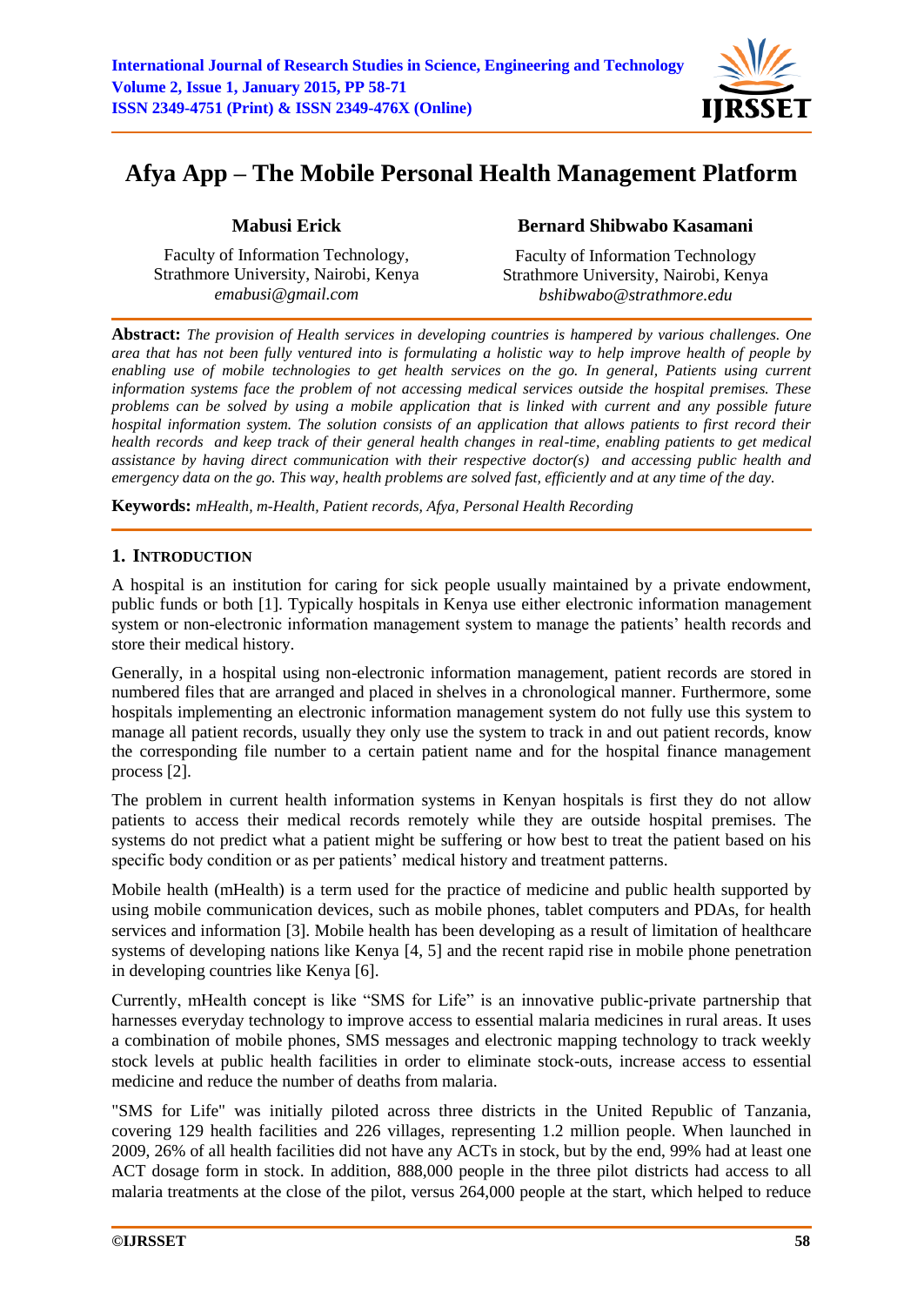# Afya App – The Mobile Personal Health Management Platform

**Mabusi Erick**

Faculty of Information Technology,
Strathmore University, Nairobi, Kenya
*emabusi@gmail.com*

**Bernard Shibwabo Kasamani**

Faculty of Information Technology
Strathmore University, Nairobi, Kenya
*bshibwabo@strathmore.edu*

**Abstract:** *The provision of Health services in developing countries is hampered by various challenges. One area that has not been fully ventured into is formulating a holistic way to help improve health of people by enabling use of mobile technologies to get health services on the go. In general, Patients using current information systems face the problem of not accessing medical services outside the hospital premises. These problems can be solved by using a mobile application that is linked with current and any possible future hospital information system. The solution consists of an application that allows patients to first record their health records and keep track of their general health changes in real-time, enabling patients to get medical assistance by having direct communication with their respective doctor(s) and accessing public health and emergency data on the go. This way, health problems are solved fast, efficiently and at any time of the day.*

**Keywords:** *mHealth, m-Health, Patient records, Afya, Personal Health Recording*

## 1. Introduction

A hospital is an institution for caring for sick people usually maintained by a private endowment, public funds or both [1]. Typically hospitals in Kenya use either electronic information management system or non-electronic information management system to manage the patients' health records and store their medical history.

Generally, in a hospital using non-electronic information management, patient records are stored in numbered files that are arranged and placed in shelves in a chronological manner. Furthermore, some hospitals implementing an electronic information management system do not fully use this system to manage all patient records, usually they only use the system to track in and out patient records, know the corresponding file number to a certain patient name and for the hospital finance management process [2].

The problem in current health information systems in Kenyan hospitals is first they do not allow patients to access their medical records remotely while they are outside hospital premises. The systems do not predict what a patient might be suffering or how best to treat the patient based on his specific body condition or as per patients' medical history and treatment patterns.

Mobile health (mHealth) is a term used for the practice of medicine and public health supported by using mobile communication devices, such as mobile phones, tablet computers and PDAs, for health services and information [3]. Mobile health has been developing as a result of limitation of healthcare systems of developing nations like Kenya [4, 5] and the recent rapid rise in mobile phone penetration in developing countries like Kenya [6].

Currently, mHealth concept is like "SMS for Life" is an innovative public-private partnership that harnesses everyday technology to improve access to essential malaria medicines in rural areas. It uses a combination of mobile phones, SMS messages and electronic mapping technology to track weekly stock levels at public health facilities in order to eliminate stock-outs, increase access to essential medicine and reduce the number of deaths from malaria.

"SMS for Life" was initially piloted across three districts in the United Republic of Tanzania, covering 129 health facilities and 226 villages, representing 1.2 million people. When launched in 2009, 26% of all health facilities did not have any ACTs in stock, but by the end, 99% had at least one ACT dosage form in stock. In addition, 888,000 people in the three pilot districts had access to all malaria treatments at the close of the pilot, versus 264,000 people at the start, which helped to reduce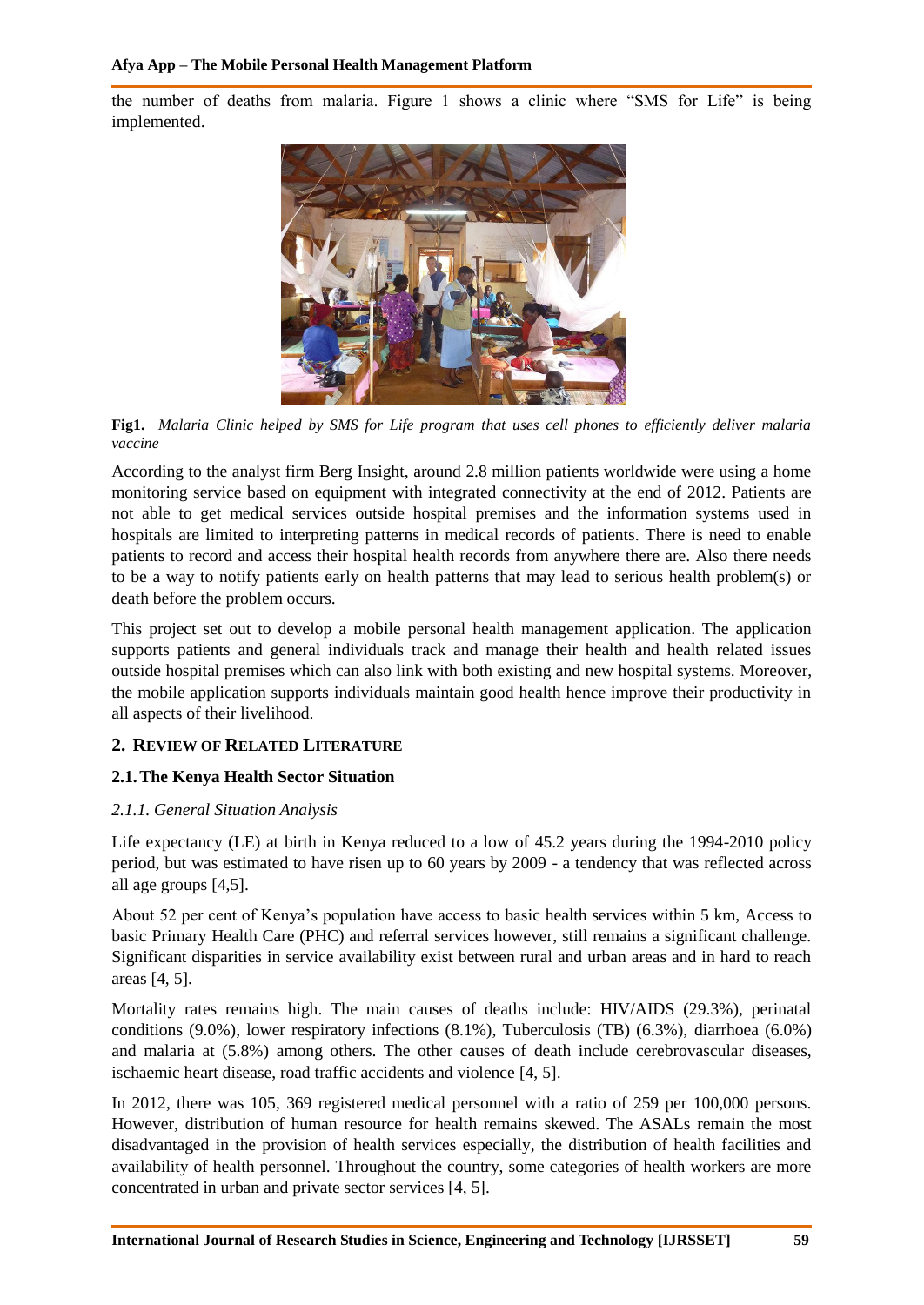the number of deaths from malaria. Figure 1 shows a clinic where "SMS for Life" is being implemented.

**Fig1.** *Malaria Clinic helped by SMS for Life program that uses cell phones to efficiently deliver malaria vaccine*

According to the analyst firm Berg Insight, around 2.8 million patients worldwide were using a home monitoring service based on equipment with integrated connectivity at the end of 2012. Patients are not able to get medical services outside hospital premises and the information systems used in hospitals are limited to interpreting patterns in medical records of patients. There is need to enable patients to record and access their hospital health records from anywhere there are. Also there needs to be a way to notify patients early on health patterns that may lead to serious health problem(s) or death before the problem occurs.

This project set out to develop a mobile personal health management application. The application supports patients and general individuals track and manage their health and health related issues outside hospital premises which can also link with both existing and new hospital systems. Moreover, the mobile application supports individuals maintain good health hence improve their productivity in all aspects of their livelihood.

## 2. Review of Related Literature

### 2.1. The Kenya Health Sector Situation

#### *2.1.1. General Situation Analysis*

Life expectancy (LE) at birth in Kenya reduced to a low of 45.2 years during the 1994-2010 policy period, but was estimated to have risen up to 60 years by 2009 - a tendency that was reflected across all age groups [4,5].

About 52 per cent of Kenya's population have access to basic health services within 5 km, Access to basic Primary Health Care (PHC) and referral services however, still remains a significant challenge. Significant disparities in service availability exist between rural and urban areas and in hard to reach areas [4, 5].

Mortality rates remains high. The main causes of deaths include: HIV/AIDS (29.3%), perinatal conditions (9.0%), lower respiratory infections (8.1%), Tuberculosis (TB) (6.3%), diarrhoea (6.0%) and malaria at (5.8%) among others. The other causes of death include cerebrovascular diseases, ischaemic heart disease, road traffic accidents and violence [4, 5].

In 2012, there was 105, 369 registered medical personnel with a ratio of 259 per 100,000 persons. However, distribution of human resource for health remains skewed. The ASALs remain the most disadvantaged in the provision of health services especially, the distribution of health facilities and availability of health personnel. Throughout the country, some categories of health workers are more concentrated in urban and private sector services [4, 5].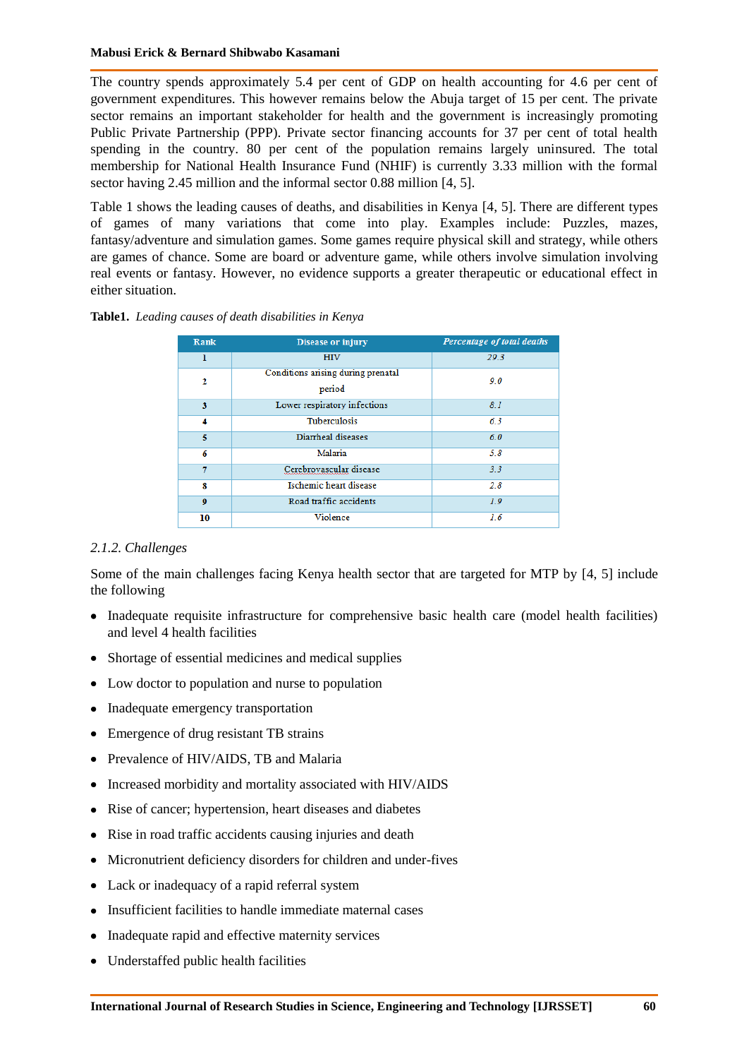The country spends approximately 5.4 per cent of GDP on health accounting for 4.6 per cent of government expenditures. This however remains below the Abuja target of 15 per cent. The private sector remains an important stakeholder for health and the government is increasingly promoting Public Private Partnership (PPP). Private sector financing accounts for 37 per cent of total health spending in the country. 80 per cent of the population remains largely uninsured. The total membership for National Health Insurance Fund (NHIF) is currently 3.33 million with the formal sector having 2.45 million and the informal sector 0.88 million [4, 5].

Table 1 shows the leading causes of deaths, and disabilities in Kenya [4, 5]. There are different types of games of many variations that come into play. Examples include: Puzzles, mazes, fantasy/adventure and simulation games. Some games require physical skill and strategy, while others are games of chance. Some are board or adventure game, while others involve simulation involving real events or fantasy. However, no evidence supports a greater therapeutic or educational effect in either situation.

**Table1.** *Leading causes of death disabilities in Kenya*

| Rank | Disease or injury | *Percentage of total deaths* |
|---|---|---|
| 1 | HIV | 29.3 |
| 2 | Conditions arising during prenatal period | 9.0 |
| 3 | Lower respiratory infections | 8.1 |
| 4 | Tuberculosis | 6.3 |
| 5 | Diarrheal diseases | 6.0 |
| 6 | Malaria | 5.8 |
| 7 | Cerebrovascular disease | 3.3 |
| 8 | Ischemic heart disease | 2.8 |
| 9 | Road traffic accidents | 1.9 |
| 10 | Violence | 1.6 |

### *2.1.2. Challenges*

Some of the main challenges facing Kenya health sector that are targeted for MTP by [4, 5] include the following

- Inadequate requisite infrastructure for comprehensive basic health care (model health facilities) and level 4 health facilities
- Shortage of essential medicines and medical supplies
- Low doctor to population and nurse to population
- Inadequate emergency transportation
- Emergence of drug resistant TB strains
- Prevalence of HIV/AIDS, TB and Malaria
- Increased morbidity and mortality associated with HIV/AIDS
- Rise of cancer; hypertension, heart diseases and diabetes
- Rise in road traffic accidents causing injuries and death
- Micronutrient deficiency disorders for children and under-fives
- Lack or inadequacy of a rapid referral system
- Insufficient facilities to handle immediate maternal cases
- Inadequate rapid and effective maternity services
- Understaffed public health facilities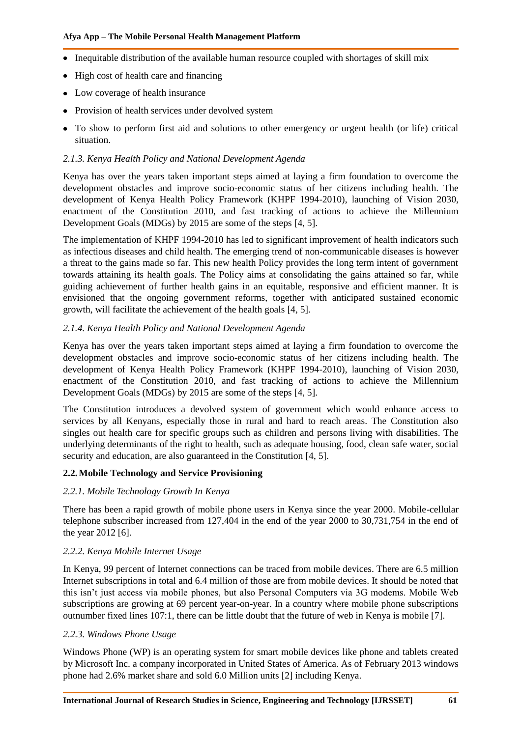- Inequitable distribution of the available human resource coupled with shortages of skill mix
- High cost of health care and financing
- Low coverage of health insurance
- Provision of health services under devolved system
- To show to perform first aid and solutions to other emergency or urgent health (or life) critical situation.

#### *2.1.3. Kenya Health Policy and National Development Agenda*

Kenya has over the years taken important steps aimed at laying a firm foundation to overcome the development obstacles and improve socio-economic status of her citizens including health. The development of Kenya Health Policy Framework (KHPF 1994-2010), launching of Vision 2030, enactment of the Constitution 2010, and fast tracking of actions to achieve the Millennium Development Goals (MDGs) by 2015 are some of the steps [4, 5].

The implementation of KHPF 1994-2010 has led to significant improvement of health indicators such as infectious diseases and child health. The emerging trend of non-communicable diseases is however a threat to the gains made so far. This new health Policy provides the long term intent of government towards attaining its health goals. The Policy aims at consolidating the gains attained so far, while guiding achievement of further health gains in an equitable, responsive and efficient manner. It is envisioned that the ongoing government reforms, together with anticipated sustained economic growth, will facilitate the achievement of the health goals [4, 5].

#### *2.1.4. Kenya Health Policy and National Development Agenda*

Kenya has over the years taken important steps aimed at laying a firm foundation to overcome the development obstacles and improve socio-economic status of her citizens including health. The development of Kenya Health Policy Framework (KHPF 1994-2010), launching of Vision 2030, enactment of the Constitution 2010, and fast tracking of actions to achieve the Millennium Development Goals (MDGs) by 2015 are some of the steps [4, 5].

The Constitution introduces a devolved system of government which would enhance access to services by all Kenyans, especially those in rural and hard to reach areas. The Constitution also singles out health care for specific groups such as children and persons living with disabilities. The underlying determinants of the right to health, such as adequate housing, food, clean safe water, social security and education, are also guaranteed in the Constitution [4, 5].

### 2.2. Mobile Technology and Service Provisioning

#### *2.2.1. Mobile Technology Growth In Kenya*

There has been a rapid growth of mobile phone users in Kenya since the year 2000. Mobile-cellular telephone subscriber increased from 127,404 in the end of the year 2000 to 30,731,754 in the end of the year 2012 [6].

#### *2.2.2. Kenya Mobile Internet Usage*

In Kenya, 99 percent of Internet connections can be traced from mobile devices. There are 6.5 million Internet subscriptions in total and 6.4 million of those are from mobile devices. It should be noted that this isn't just access via mobile phones, but also Personal Computers via 3G modems. Mobile Web subscriptions are growing at 69 percent year-on-year. In a country where mobile phone subscriptions outnumber fixed lines 107:1, there can be little doubt that the future of web in Kenya is mobile [7].

#### *2.2.3. Windows Phone Usage*

Windows Phone (WP) is an operating system for smart mobile devices like phone and tablets created by Microsoft Inc. a company incorporated in United States of America. As of February 2013 windows phone had 2.6% market share and sold 6.0 Million units [2] including Kenya.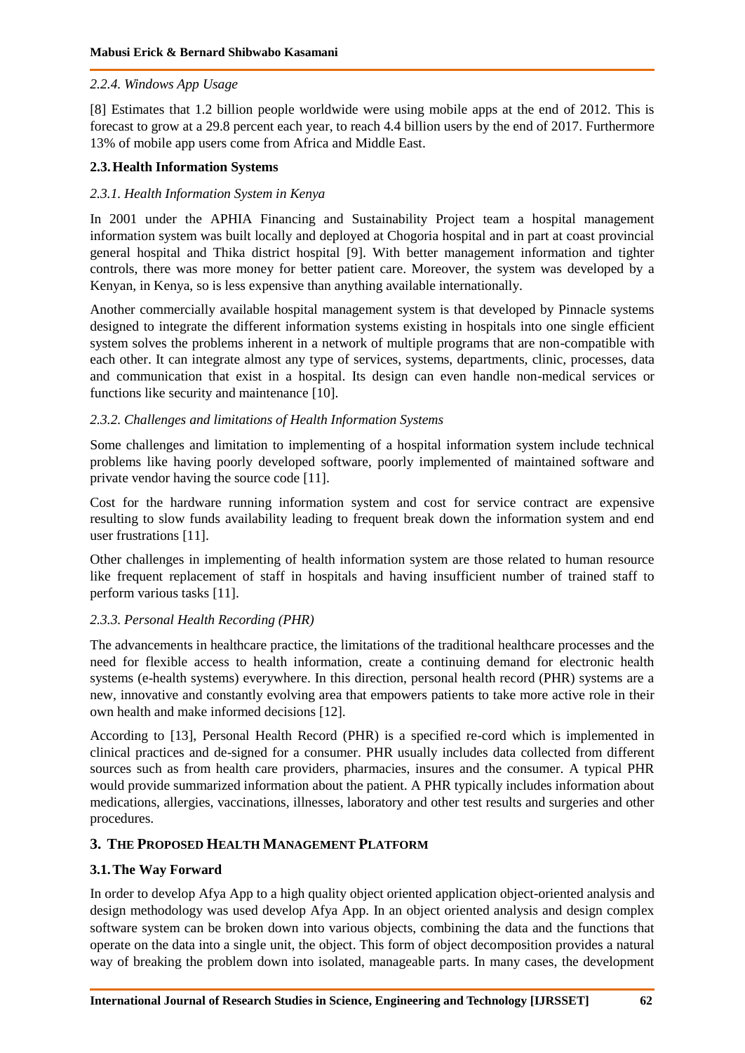#### *2.2.4. Windows App Usage*

[8] Estimates that 1.2 billion people worldwide were using mobile apps at the end of 2012. This is forecast to grow at a 29.8 percent each year, to reach 4.4 billion users by the end of 2017. Furthermore 13% of mobile app users come from Africa and Middle East.

### **2.3. Health Information Systems**

#### *2.3.1. Health Information System in Kenya*

In 2001 under the APHIA Financing and Sustainability Project team a hospital management information system was built locally and deployed at Chogoria hospital and in part at coast provincial general hospital and Thika district hospital [9]. With better management information and tighter controls, there was more money for better patient care. Moreover, the system was developed by a Kenyan, in Kenya, so is less expensive than anything available internationally.

Another commercially available hospital management system is that developed by Pinnacle systems designed to integrate the different information systems existing in hospitals into one single efficient system solves the problems inherent in a network of multiple programs that are non-compatible with each other. It can integrate almost any type of services, systems, departments, clinic, processes, data and communication that exist in a hospital. Its design can even handle non-medical services or functions like security and maintenance [10].

#### *2.3.2. Challenges and limitations of Health Information Systems*

Some challenges and limitation to implementing of a hospital information system include technical problems like having poorly developed software, poorly implemented of maintained software and private vendor having the source code [11].

Cost for the hardware running information system and cost for service contract are expensive resulting to slow funds availability leading to frequent break down the information system and end user frustrations [11].

Other challenges in implementing of health information system are those related to human resource like frequent replacement of staff in hospitals and having insufficient number of trained staff to perform various tasks [11].

#### *2.3.3. Personal Health Recording (PHR)*

The advancements in healthcare practice, the limitations of the traditional healthcare processes and the need for flexible access to health information, create a continuing demand for electronic health systems (e-health systems) everywhere. In this direction, personal health record (PHR) systems are a new, innovative and constantly evolving area that empowers patients to take more active role in their own health and make informed decisions [12].

According to [13], Personal Health Record (PHR) is a specified re-cord which is implemented in clinical practices and de-signed for a consumer. PHR usually includes data collected from different sources such as from health care providers, pharmacies, insures and the consumer. A typical PHR would provide summarized information about the patient. A PHR typically includes information about medications, allergies, vaccinations, illnesses, laboratory and other test results and surgeries and other procedures.

## **3. The Proposed Health Management Platform**

### **3.1. The Way Forward**

In order to develop Afya App to a high quality object oriented application object-oriented analysis and design methodology was used develop Afya App. In an object oriented analysis and design complex software system can be broken down into various objects, combining the data and the functions that operate on the data into a single unit, the object. This form of object decomposition provides a natural way of breaking the problem down into isolated, manageable parts. In many cases, the development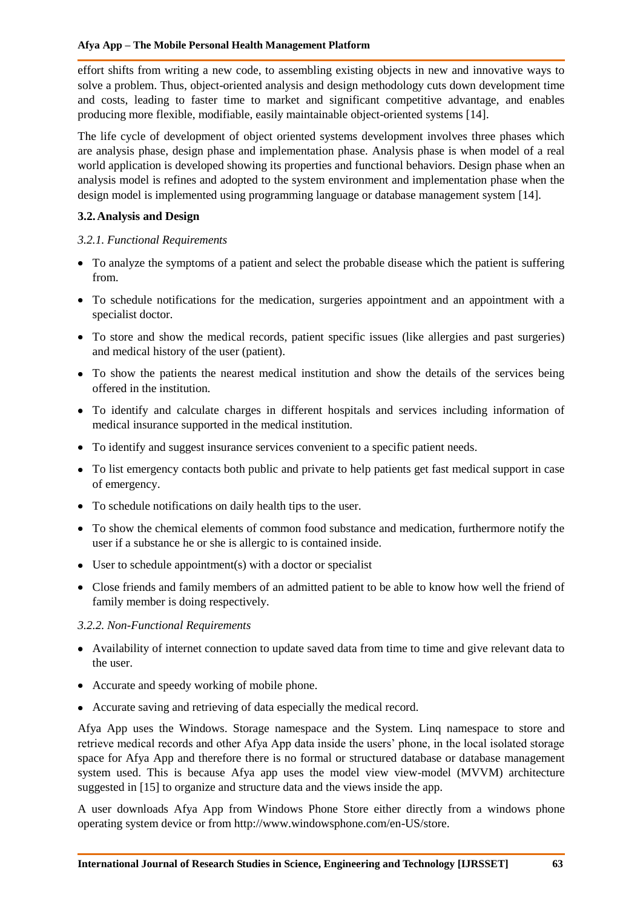effort shifts from writing a new code, to assembling existing objects in new and innovative ways to solve a problem. Thus, object-oriented analysis and design methodology cuts down development time and costs, leading to faster time to market and significant competitive advantage, and enables producing more flexible, modifiable, easily maintainable object-oriented systems [14].

The life cycle of development of object oriented systems development involves three phases which are analysis phase, design phase and implementation phase. Analysis phase is when model of a real world application is developed showing its properties and functional behaviors. Design phase when an analysis model is refines and adopted to the system environment and implementation phase when the design model is implemented using programming language or database management system [14].

### 3.2. Analysis and Design

#### *3.2.1. Functional Requirements*

- To analyze the symptoms of a patient and select the probable disease which the patient is suffering from.
- To schedule notifications for the medication, surgeries appointment and an appointment with a specialist doctor.
- To store and show the medical records, patient specific issues (like allergies and past surgeries) and medical history of the user (patient).
- To show the patients the nearest medical institution and show the details of the services being offered in the institution.
- To identify and calculate charges in different hospitals and services including information of medical insurance supported in the medical institution.
- To identify and suggest insurance services convenient to a specific patient needs.
- To list emergency contacts both public and private to help patients get fast medical support in case of emergency.
- To schedule notifications on daily health tips to the user.
- To show the chemical elements of common food substance and medication, furthermore notify the user if a substance he or she is allergic to is contained inside.
- User to schedule appointment(s) with a doctor or specialist
- Close friends and family members of an admitted patient to be able to know how well the friend of family member is doing respectively.

#### *3.2.2. Non-Functional Requirements*

- Availability of internet connection to update saved data from time to time and give relevant data to the user.
- Accurate and speedy working of mobile phone.
- Accurate saving and retrieving of data especially the medical record.

Afya App uses the Windows. Storage namespace and the System. Linq namespace to store and retrieve medical records and other Afya App data inside the users' phone, in the local isolated storage space for Afya App and therefore there is no formal or structured database or database management system used. This is because Afya app uses the model view view-model (MVVM) architecture suggested in [15] to organize and structure data and the views inside the app.

A user downloads Afya App from Windows Phone Store either directly from a windows phone operating system device or from http://www.windowsphone.com/en-US/store.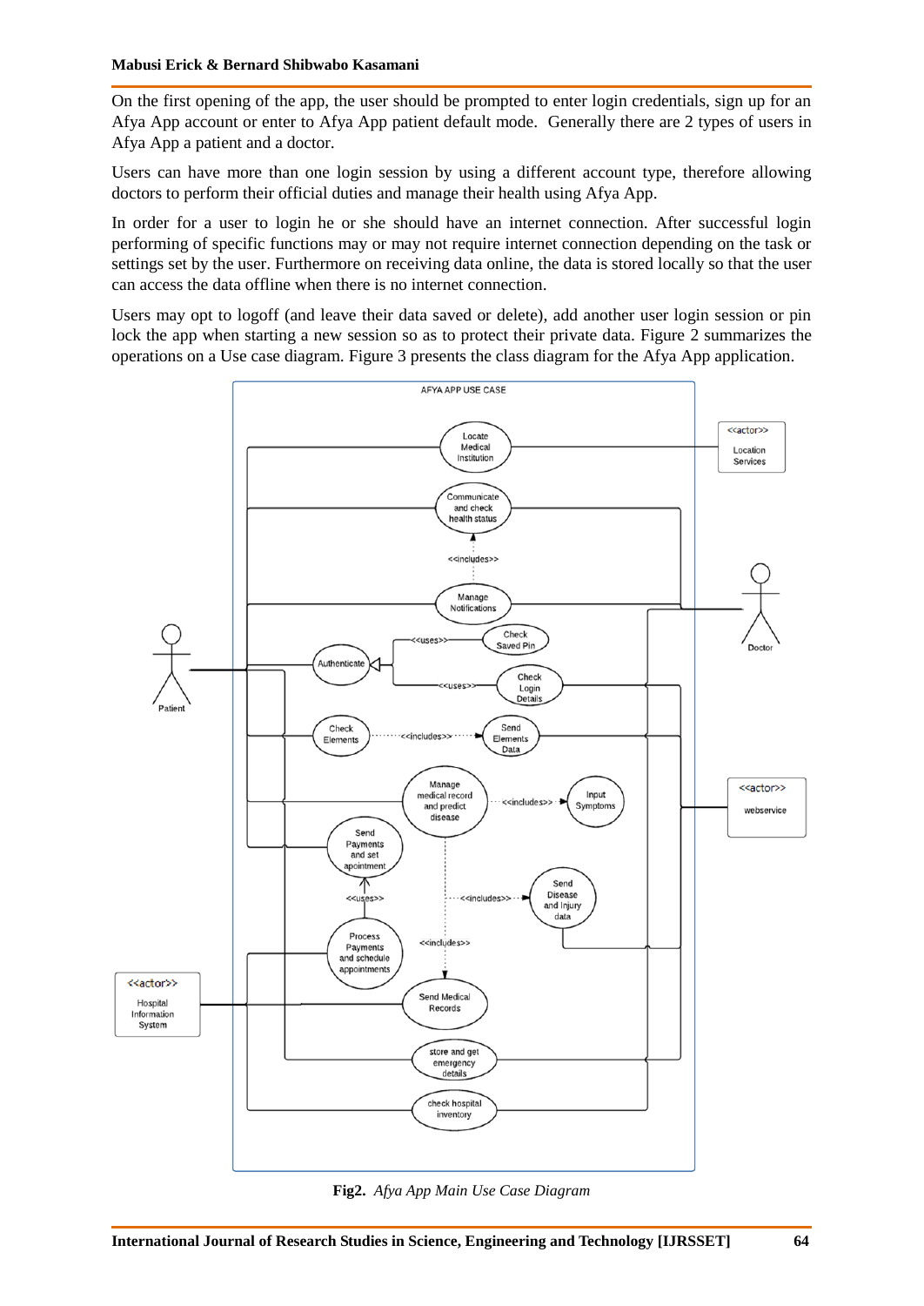On the first opening of the app, the user should be prompted to enter login credentials, sign up for an Afya App account or enter to Afya App patient default mode. Generally there are 2 types of users in Afya App a patient and a doctor.

Users can have more than one login session by using a different account type, therefore allowing doctors to perform their official duties and manage their health using Afya App.

In order for a user to login he or she should have an internet connection. After successful login performing of specific functions may or may not require internet connection depending on the task or settings set by the user. Furthermore on receiving data online, the data is stored locally so that the user can access the data offline when there is no internet connection.

Users may opt to logoff (and leave their data saved or delete), add another user login session or pin lock the app when starting a new session so as to protect their private data. Figure 2 summarizes the operations on a Use case diagram. Figure 3 presents the class diagram for the Afya App application.

**Fig2.** *Afya App Main Use Case Diagram*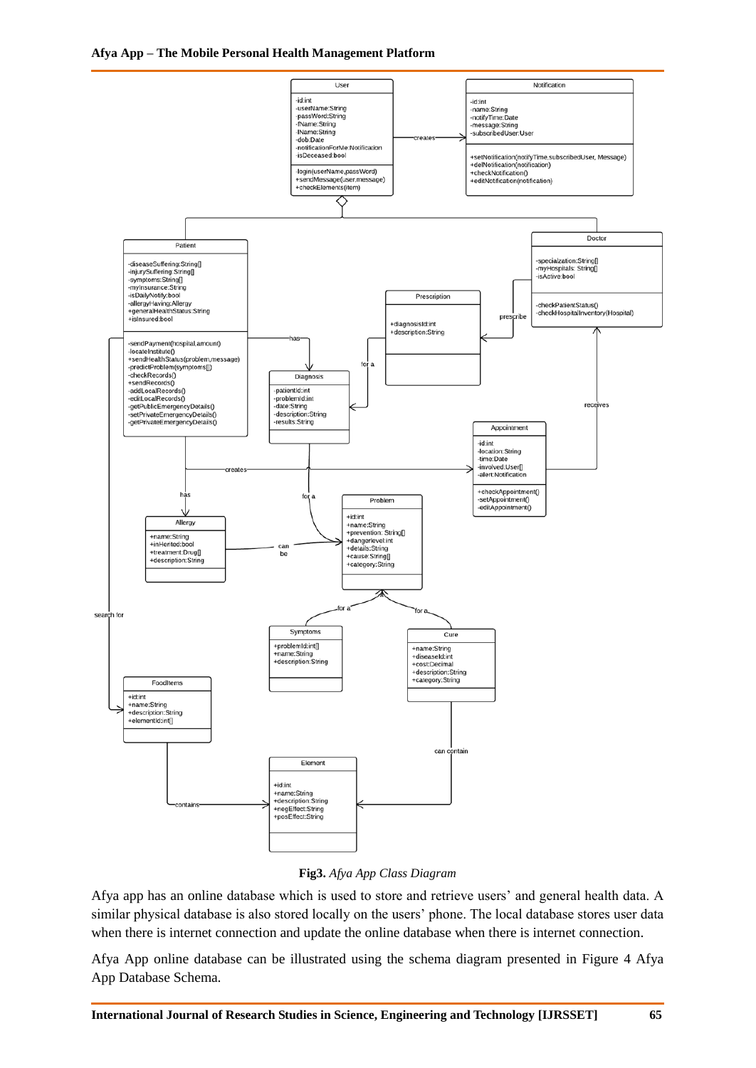**Fig3.** *Afya App Class Diagram*

Afya app has an online database which is used to store and retrieve users' and general health data. A similar physical database is also stored locally on the users' phone. The local database stores user data when there is internet connection and update the online database when there is internet connection.

Afya App online database can be illustrated using the schema diagram presented in Figure 4 Afya App Database Schema.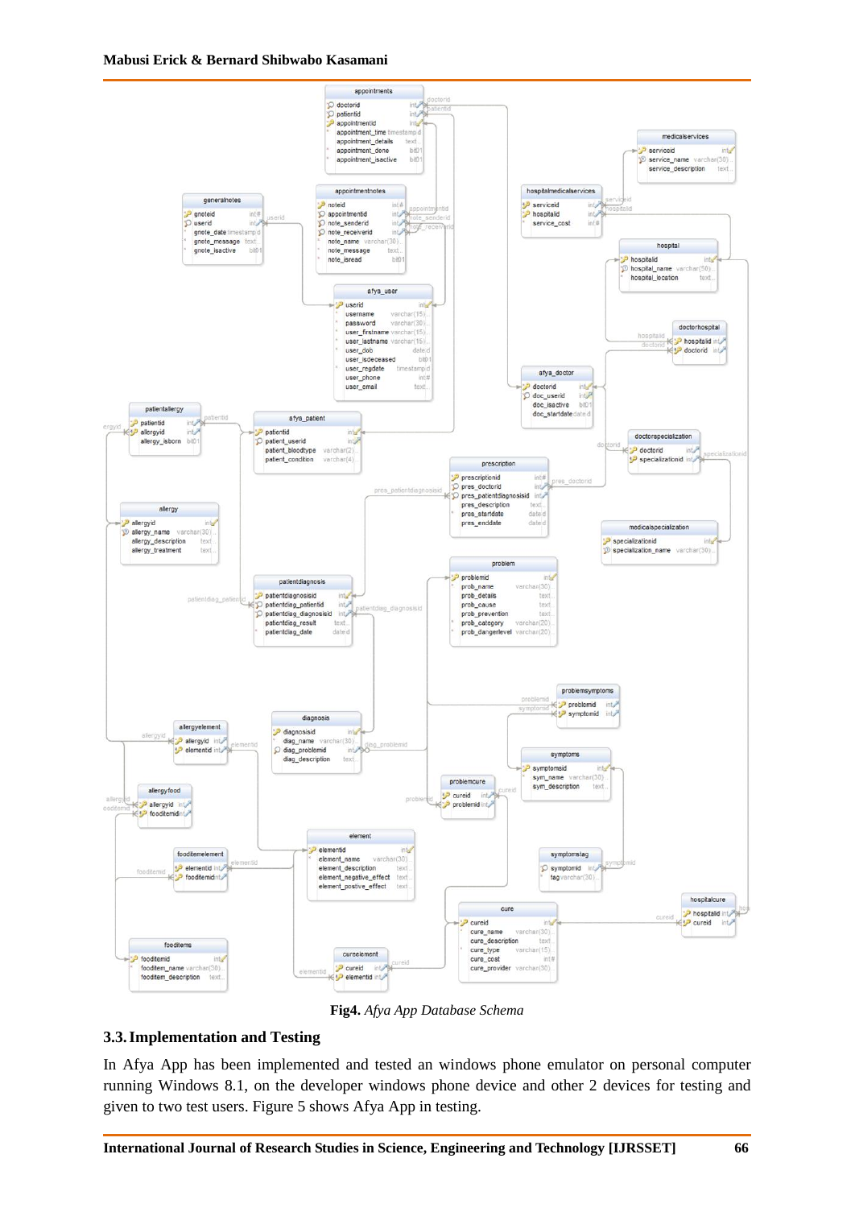**Fig4.** *Afya App Database Schema*

## 3.3. Implementation and Testing

In Afya App has been implemented and tested an windows phone emulator on personal computer running Windows 8.1, on the developer windows phone device and other 2 devices for testing and given to two test users. Figure 5 shows Afya App in testing.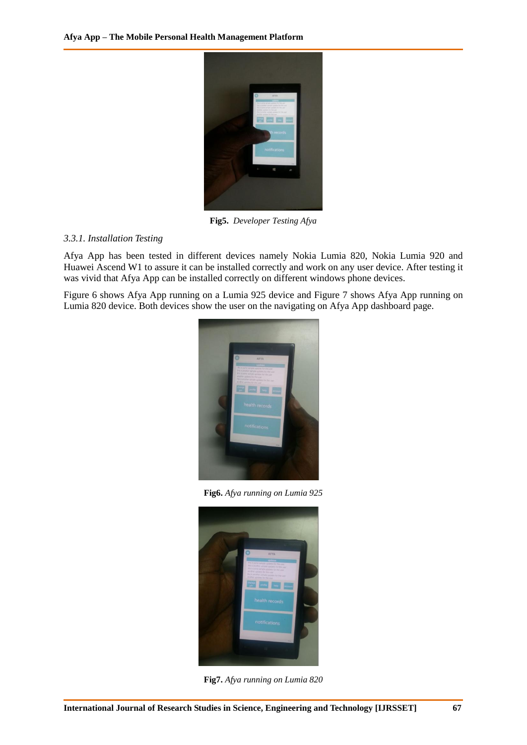**Fig5.** *Developer Testing Afya*

*3.3.1. Installation Testing*

Afya App has been tested in different devices namely Nokia Lumia 820, Nokia Lumia 920 and Huawei Ascend W1 to assure it can be installed correctly and work on any user device. After testing it was vivid that Afya App can be installed correctly on different windows phone devices.

Figure 6 shows Afya App running on a Lumia 925 device and Figure 7 shows Afya App running on Lumia 820 device. Both devices show the user on the navigating on Afya App dashboard page.

**Fig6.** *Afya running on Lumia 925*

**Fig7.** *Afya running on Lumia 820*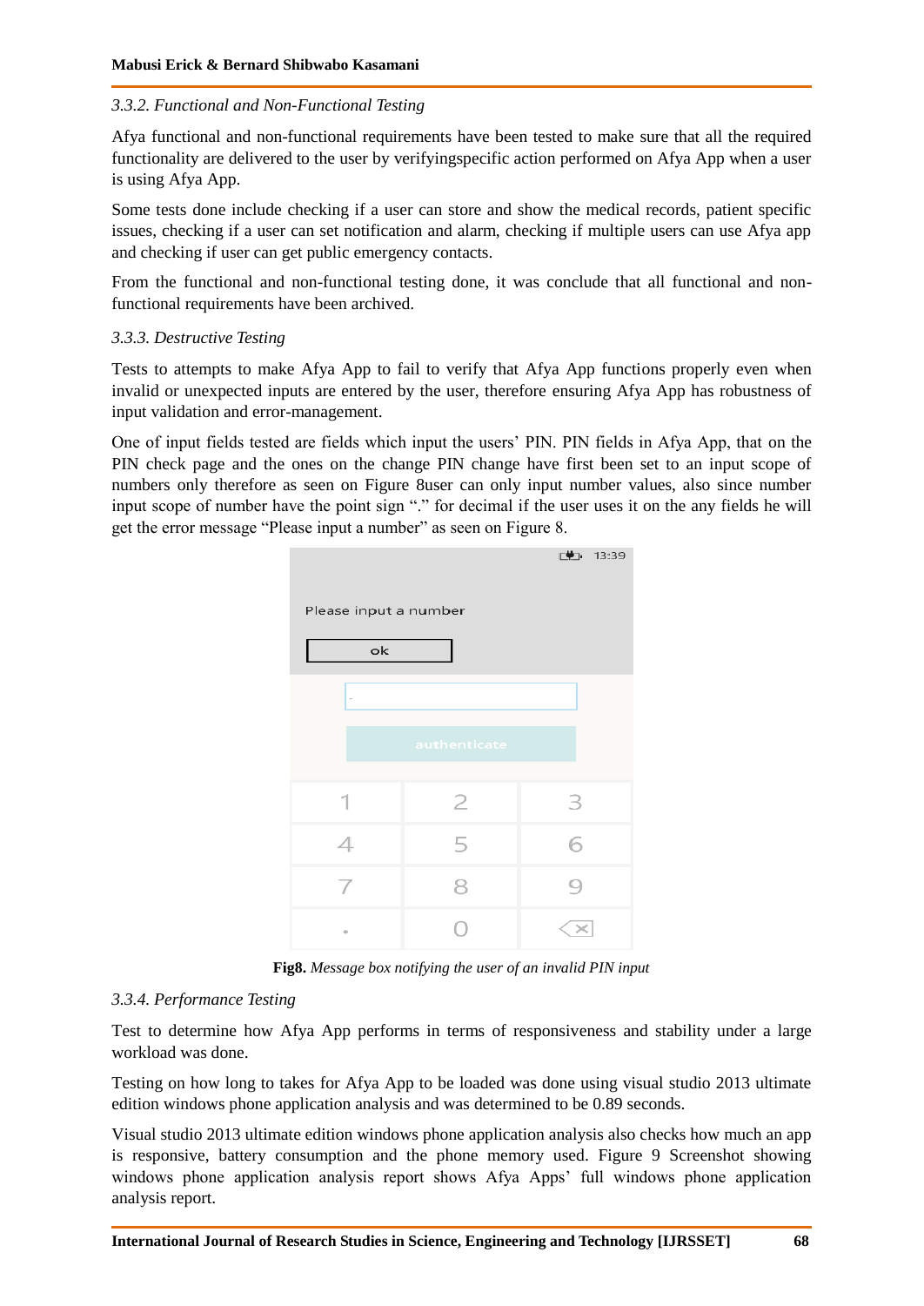*3.3.2. Functional and Non-Functional Testing*

Afya functional and non-functional requirements have been tested to make sure that all the required functionality are delivered to the user by verifyingspecific action performed on Afya App when a user is using Afya App.

Some tests done include checking if a user can store and show the medical records, patient specific issues, checking if a user can set notification and alarm, checking if multiple users can use Afya app and checking if user can get public emergency contacts.

From the functional and non-functional testing done, it was conclude that all functional and non-functional requirements have been archived.

*3.3.3. Destructive Testing*

Tests to attempts to make Afya App to fail to verify that Afya App functions properly even when invalid or unexpected inputs are entered by the user, therefore ensuring Afya App has robustness of input validation and error-management.

One of input fields tested are fields which input the users' PIN. PIN fields in Afya App, that on the PIN check page and the ones on the change PIN change have first been set to an input scope of numbers only therefore as seen on Figure 8user can only input number values, also since number input scope of number have the point sign "." for decimal if the user uses it on the any fields he will get the error message "Please input a number" as seen on Figure 8.

**Fig8.** *Message box notifying the user of an invalid PIN input*

*3.3.4. Performance Testing*

Test to determine how Afya App performs in terms of responsiveness and stability under a large workload was done.

Testing on how long to takes for Afya App to be loaded was done using visual studio 2013 ultimate edition windows phone application analysis and was determined to be 0.89 seconds.

Visual studio 2013 ultimate edition windows phone application analysis also checks how much an app is responsive, battery consumption and the phone memory used. Figure 9 Screenshot showing windows phone application analysis report shows Afya Apps' full windows phone application analysis report.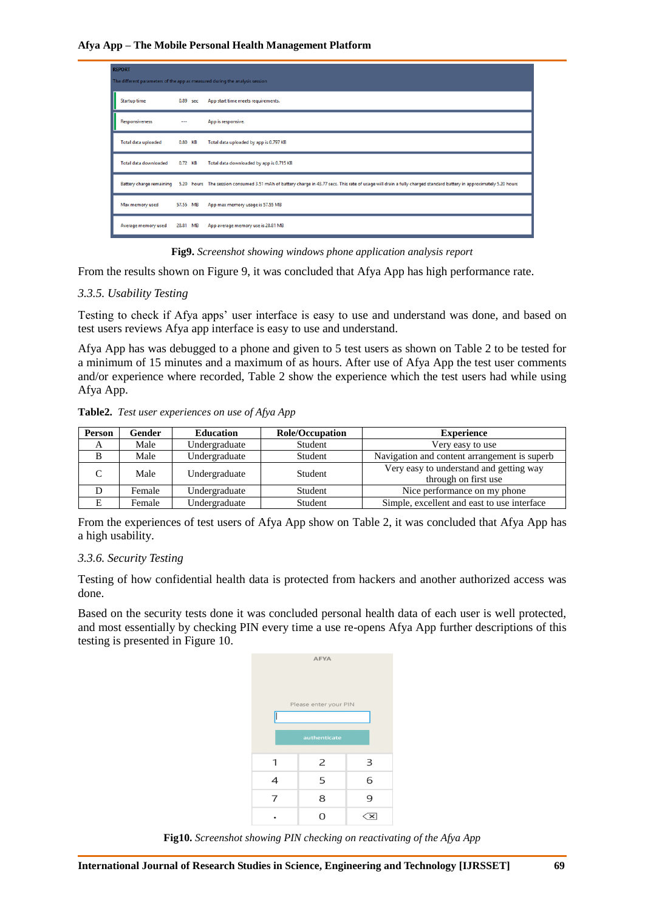**Fig9.** *Screenshot showing windows phone application analysis report*

From the results shown on Figure 9, it was concluded that Afya App has high performance rate.

### *3.3.5. Usability Testing*

Testing to check if Afya apps' user interface is easy to use and understand was done, and based on test users reviews Afya app interface is easy to use and understand.

Afya App has was debugged to a phone and given to 5 test users as shown on Table 2 to be tested for a minimum of 15 minutes and a maximum of as hours. After use of Afya App the test user comments and/or experience where recorded, Table 2 show the experience which the test users had while using Afya App.

**Table2.** *Test user experiences on use of Afya App*

| Person | Gender | Education | Role/Occupation | Experience |
|---|---|---|---|---|
| A | Male | Undergraduate | Student | Very easy to use |
| B | Male | Undergraduate | Student | Navigation and content arrangement is superb |
| C | Male | Undergraduate | Student | Very easy to understand and getting way through on first use |
| D | Female | Undergraduate | Student | Nice performance on my phone |
| E | Female | Undergraduate | Student | Simple, excellent and east to use interface |

From the experiences of test users of Afya App show on Table 2, it was concluded that Afya App has a high usability.

### *3.3.6. Security Testing*

Testing of how confidential health data is protected from hackers and another authorized access was done.

Based on the security tests done it was concluded personal health data of each user is well protected, and most essentially by checking PIN every time a use re-opens Afya App further descriptions of this testing is presented in Figure 10.

**Fig10.** *Screenshot showing PIN checking on reactivating of the Afya App*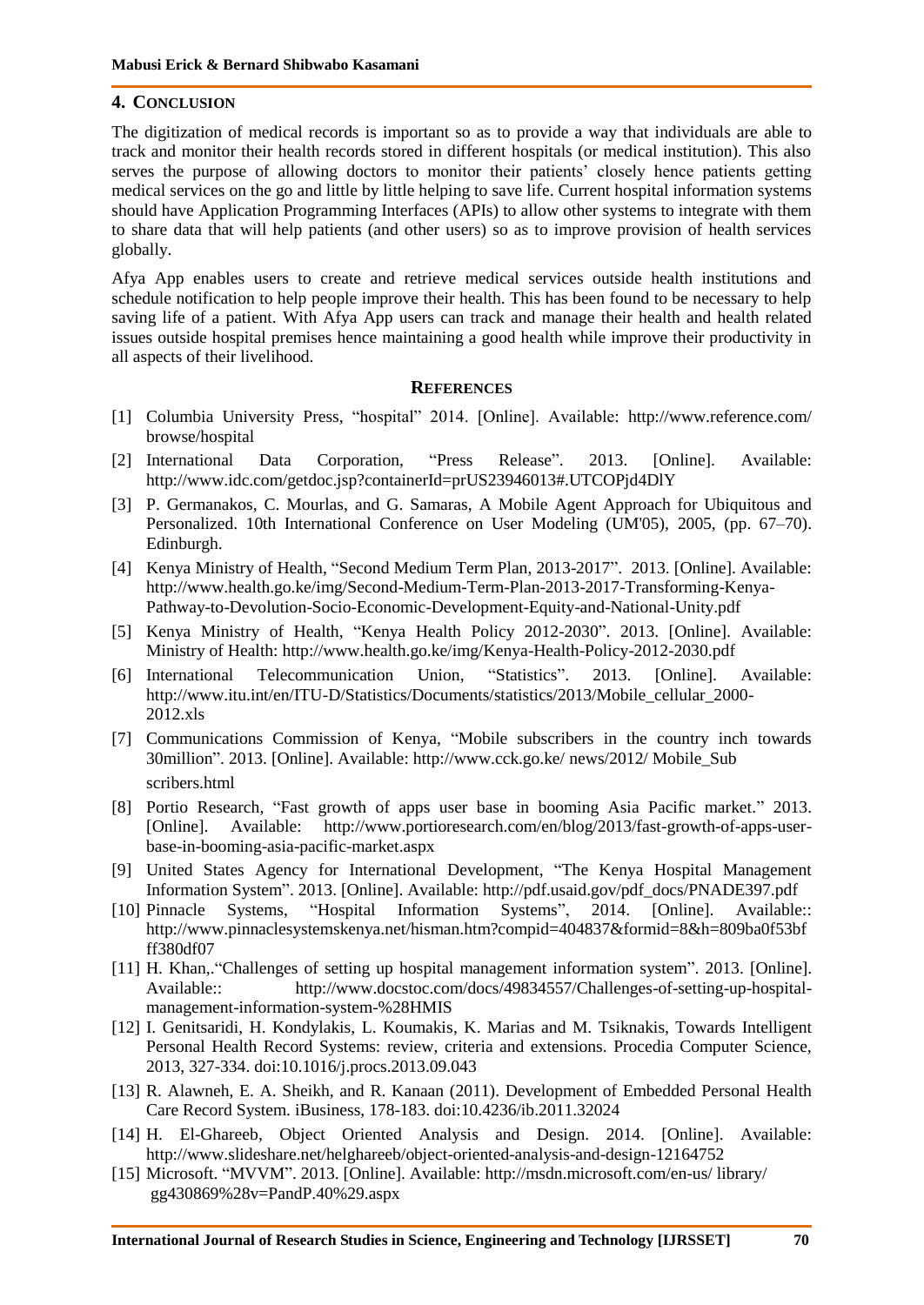## 4. CONCLUSION

The digitization of medical records is important so as to provide a way that individuals are able to track and monitor their health records stored in different hospitals (or medical institution). This also serves the purpose of allowing doctors to monitor their patients' closely hence patients getting medical services on the go and little by little helping to save life. Current hospital information systems should have Application Programming Interfaces (APIs) to allow other systems to integrate with them to share data that will help patients (and other users) so as to improve provision of health services globally.

Afya App enables users to create and retrieve medical services outside health institutions and schedule notification to help people improve their health. This has been found to be necessary to help saving life of a patient. With Afya App users can track and manage their health and health related issues outside hospital premises hence maintaining a good health while improve their productivity in all aspects of their livelihood.

## REFERENCES

[1] Columbia University Press, "hospital" 2014. [Online]. Available: http://www.reference.com/browse/hospital

[2] International Data Corporation, "Press Release". 2013. [Online]. Available: http://www.idc.com/getdoc.jsp?containerId=prUS23946013#.UTCOPjd4DlY

[3] P. Germanakos, C. Mourlas, and G. Samaras, A Mobile Agent Approach for Ubiquitous and Personalized. 10th International Conference on User Modeling (UM'05), 2005, (pp. 67–70). Edinburgh.

[4] Kenya Ministry of Health, "Second Medium Term Plan, 2013-2017". 2013. [Online]. Available: http://www.health.go.ke/img/Second-Medium-Term-Plan-2013-2017-Transforming-Kenya-Pathway-to-Devolution-Socio-Economic-Development-Equity-and-National-Unity.pdf

[5] Kenya Ministry of Health, "Kenya Health Policy 2012-2030". 2013. [Online]. Available: Ministry of Health: http://www.health.go.ke/img/Kenya-Health-Policy-2012-2030.pdf

[6] International Telecommunication Union, "Statistics". 2013. [Online]. Available: http://www.itu.int/en/ITU-D/Statistics/Documents/statistics/2013/Mobile_cellular_2000-2012.xls

[7] Communications Commission of Kenya, "Mobile subscribers in the country inch towards 30million". 2013. [Online]. Available: http://www.cck.go.ke/ news/2012/ Mobile_Sub scribers.html

[8] Portio Research, "Fast growth of apps user base in booming Asia Pacific market." 2013. [Online]. Available: http://www.portioresearch.com/en/blog/2013/fast-growth-of-apps-user-base-in-booming-asia-pacific-market.aspx

[9] United States Agency for International Development, "The Kenya Hospital Management Information System". 2013. [Online]. Available: http://pdf.usaid.gov/pdf_docs/PNADE397.pdf

[10] Pinnacle Systems, "Hospital Information Systems", 2014. [Online]. Available:: http://www.pinnaclesystemskenya.net/hisman.htm?compid=404837&formid=8&h=809ba0f53bfff380df07

[11] H. Khan,."Challenges of setting up hospital management information system". 2013. [Online]. Available:: http://www.docstoc.com/docs/49834557/Challenges-of-setting-up-hospital-management-information-system-%28HMIS

[12] I. Genitsaridi, H. Kondylakis, L. Koumakis, K. Marias and M. Tsiknakis, Towards Intelligent Personal Health Record Systems: review, criteria and extensions. Procedia Computer Science, 2013, 327-334. doi:10.1016/j.procs.2013.09.043

[13] R. Alawneh, E. A. Sheikh, and R. Kanaan (2011). Development of Embedded Personal Health Care Record System. iBusiness, 178-183. doi:10.4236/ib.2011.32024

[14] H. El-Ghareeb, Object Oriented Analysis and Design. 2014. [Online]. Available: http://www.slideshare.net/helghareeb/object-oriented-analysis-and-design-12164752

[15] Microsoft. "MVVM". 2013. [Online]. Available: http://msdn.microsoft.com/en-us/ library/ gg430869%28v=PandP.40%29.aspx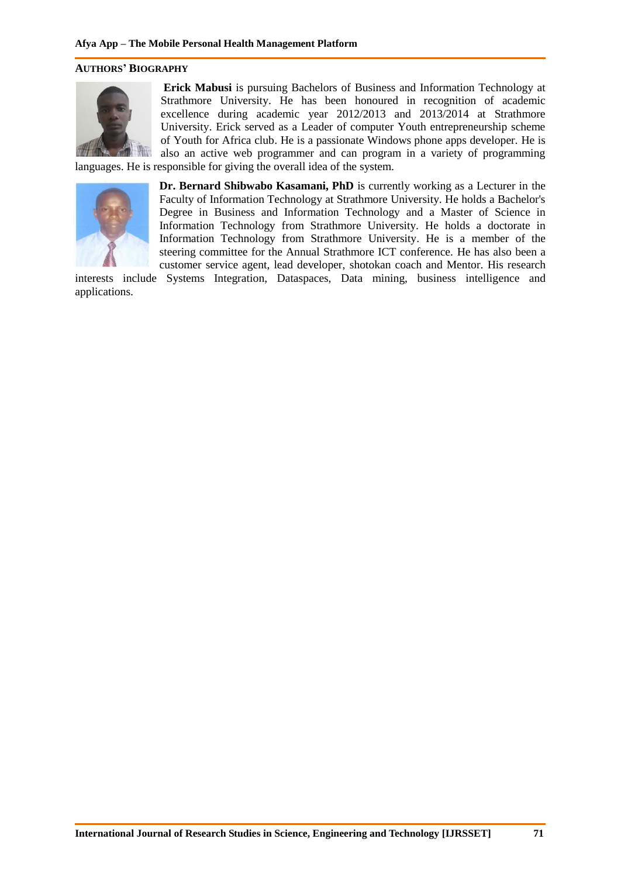## AUTHORS' BIOGRAPHY

**Erick Mabusi** is pursuing Bachelors of Business and Information Technology at Strathmore University. He has been honoured in recognition of academic excellence during academic year 2012/2013 and 2013/2014 at Strathmore University. Erick served as a Leader of computer Youth entrepreneurship scheme of Youth for Africa club. He is a passionate Windows phone apps developer. He is also an active web programmer and can program in a variety of programming languages. He is responsible for giving the overall idea of the system.

**Dr. Bernard Shibwabo Kasamani, PhD** is currently working as a Lecturer in the Faculty of Information Technology at Strathmore University. He holds a Bachelor's Degree in Business and Information Technology and a Master of Science in Information Technology from Strathmore University. He holds a doctorate in Information Technology from Strathmore University. He is a member of the steering committee for the Annual Strathmore ICT conference. He has also been a customer service agent, lead developer, shotokan coach and Mentor. His research interests include Systems Integration, Dataspaces, Data mining, business intelligence and applications.